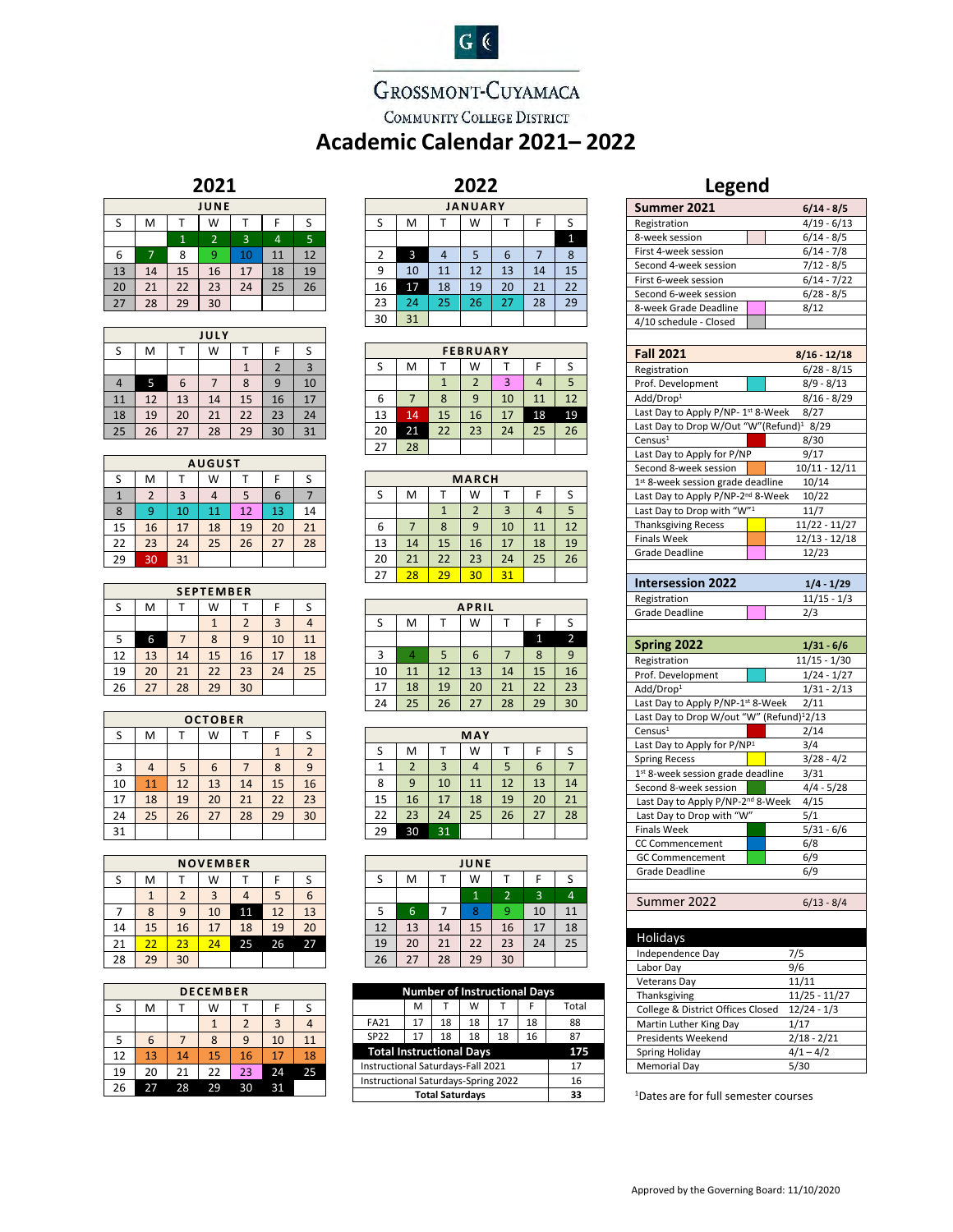# Grossmont-Cuyamaca Community College District

# Academic Calendar 2021– 2022

## 2021

**JUNE**

| S | M | T | W | T | F | S |
|---|---|---|---|---|---|---|
| | | 1 | 2 | 3 | 4 | 5 |
| 6 | 7 | 8 | 9 | 10 | 11 | 12 |
| 13 | 14 | 15 | 16 | 17 | 18 | 19 |
| 20 | 21 | 22 | 23 | 24 | 25 | 26 |
| 27 | 28 | 29 | 30 | | | |

**JULY**

| S | M | T | W | T | F | S |
|---|---|---|---|---|---|---|
| | | | | 1 | 2 | 3 |
| 4 | 5 | 6 | 7 | 8 | 9 | 10 |
| 11 | 12 | 13 | 14 | 15 | 16 | 17 |
| 18 | 19 | 20 | 21 | 22 | 23 | 24 |
| 25 | 26 | 27 | 28 | 29 | 30 | 31 |

**AUGUST**

| S | M | T | W | T | F | S |
|---|---|---|---|---|---|---|
| 1 | 2 | 3 | 4 | 5 | 6 | 7 |
| 8 | 9 | 10 | 11 | 12 | 13 | 14 |
| 15 | 16 | 17 | 18 | 19 | 20 | 21 |
| 22 | 23 | 24 | 25 | 26 | 27 | 28 |
| 29 | 30 | 31 | | | | |

**SEPTEMBER**

| S | M | T | W | T | F | S |
|---|---|---|---|---|---|---|
| | | | 1 | 2 | 3 | 4 |
| 5 | 6 | 7 | 8 | 9 | 10 | 11 |
| 12 | 13 | 14 | 15 | 16 | 17 | 18 |
| 19 | 20 | 21 | 22 | 23 | 24 | 25 |
| 26 | 27 | 28 | 29 | 30 | | |

**OCTOBER**

| S | M | T | W | T | F | S |
|---|---|---|---|---|---|---|
| | | | | | 1 | 2 |
| 3 | 4 | 5 | 6 | 7 | 8 | 9 |
| 10 | 11 | 12 | 13 | 14 | 15 | 16 |
| 17 | 18 | 19 | 20 | 21 | 22 | 23 |
| 24 | 25 | 26 | 27 | 28 | 29 | 30 |
| 31 | | | | | | |

**NOVEMBER**

| S | M | T | W | T | F | S |
|---|---|---|---|---|---|---|
| | 1 | 2 | 3 | 4 | 5 | 6 |
| 7 | 8 | 9 | 10 | 11 | 12 | 13 |
| 14 | 15 | 16 | 17 | 18 | 19 | 20 |
| 21 | 22 | 23 | 24 | 25 | 26 | 27 |
| 28 | 29 | 30 | | | | |

**DECEMBER**

| S | M | T | W | T | F | S |
|---|---|---|---|---|---|---|
| | | | 1 | 2 | 3 | 4 |
| 5 | 6 | 7 | 8 | 9 | 10 | 11 |
| 12 | 13 | 14 | 15 | 16 | 17 | 18 |
| 19 | 20 | 21 | 22 | 23 | 24 | 25 |
| 26 | 27 | 28 | 29 | 30 | 31 | |

## 2022

**JANUARY**

| S | M | T | W | T | F | S |
|---|---|---|---|---|---|---|
| | | | | | | 1 |
| 2 | 3 | 4 | 5 | 6 | 7 | 8 |
| 9 | 10 | 11 | 12 | 13 | 14 | 15 |
| 16 | 17 | 18 | 19 | 20 | 21 | 22 |
| 23 | 24 | 25 | 26 | 27 | 28 | 29 |
| 30 | 31 | | | | | |

**FEBRUARY**

| S | M | T | W | T | F | S |
|---|---|---|---|---|---|---|
| | | 1 | 2 | 3 | 4 | 5 |
| 6 | 7 | 8 | 9 | 10 | 11 | 12 |
| 13 | 14 | 15 | 16 | 17 | 18 | 19 |
| 20 | 21 | 22 | 23 | 24 | 25 | 26 |
| 27 | 28 | | | | | |

**MARCH**

| S | M | T | W | T | F | S |
|---|---|---|---|---|---|---|
| | | 1 | 2 | 3 | 4 | 5 |
| 6 | 7 | 8 | 9 | 10 | 11 | 12 |
| 13 | 14 | 15 | 16 | 17 | 18 | 19 |
| 20 | 21 | 22 | 23 | 24 | 25 | 26 |
| 27 | 28 | 29 | 30 | 31 | | |

**APRIL**

| S | M | T | W | T | F | S |
|---|---|---|---|---|---|---|
| | | | | | 1 | 2 |
| 3 | 4 | 5 | 6 | 7 | 8 | 9 |
| 10 | 11 | 12 | 13 | 14 | 15 | 16 |
| 17 | 18 | 19 | 20 | 21 | 22 | 23 |
| 24 | 25 | 26 | 27 | 28 | 29 | 30 |

**MAY**

| S | M | T | W | T | F | S |
|---|---|---|---|---|---|---|
| 1 | 2 | 3 | 4 | 5 | 6 | 7 |
| 8 | 9 | 10 | 11 | 12 | 13 | 14 |
| 15 | 16 | 17 | 18 | 19 | 20 | 21 |
| 22 | 23 | 24 | 25 | 26 | 27 | 28 |
| 29 | 30 | 31 | | | | |

**JUNE**

| S | M | T | W | T | F | S |
|---|---|---|---|---|---|---|
| | | | 1 | 2 | 3 | 4 |
| 5 | 6 | 7 | 8 | 9 | 10 | 11 |
| 12 | 13 | 14 | 15 | 16 | 17 | 18 |
| 19 | 20 | 21 | 22 | 23 | 24 | 25 |
| 26 | 27 | 28 | 29 | 30 | | |

**Number of Instructional Days**

| | M | T | W | T | F | Total |
|---|---|---|---|---|---|---|
| FA21 | 17 | 18 | 18 | 17 | 18 | 88 |
| SP22 | 17 | 18 | 18 | 18 | 16 | 87 |
| **Total Instructional Days** | | | | | | **175** |
| Instructional Saturdays-Fall 2021 | | | | | | 17 |
| Instructional Saturdays-Spring 2022 | | | | | | 16 |
| **Total Saturdays** | | | | | | **33** |

## Legend

| Summer 2021 | 6/14 - 8/5 |
|---|---|
| Registration | 4/19 - 6/13 |
| 8-week session | 6/14 - 8/5 |
| First 4-week session | 6/14 - 7/8 |
| Second 4-week session | 7/12 - 8/5 |
| First 6-week session | 6/14 - 7/22 |
| Second 6-week session | 6/28 - 8/5 |
| 8-week Grade Deadline | 8/12 |
| 4/10 schedule - Closed | |

| Fall 2021 | 8/16 - 12/18 |
|---|---|
| Registration | 6/28 - 8/15 |
| Prof. Development | 8/9 - 8/13 |
| Add/Drop[1] | 8/16 - 8/29 |
| Last Day to Apply P/NP- 1st 8-Week | 8/27 |
| Last Day to Drop W/Out "W"(Refund)[1] | 8/29 |
| Census[1] | 8/30 |
| Last Day to Apply for P/NP | 9/17 |
| Second 8-week session | 10/11 - 12/11 |
| 1st 8-week session grade deadline | 10/14 |
| Last Day to Apply P/NP-2nd 8-Week | 10/22 |
| Last Day to Drop with "W"[1] | 11/7 |
| Thanksgiving Recess | 11/22 - 11/27 |
| Finals Week | 12/13 - 12/18 |
| Grade Deadline | 12/23 |

| Intersession 2022 | 1/4 - 1/29 |
|---|---|
| Registration | 11/15 - 1/3 |
| Grade Deadline | 2/3 |

| Spring 2022 | 1/31 - 6/6 |
|---|---|
| Registration | 11/15 - 1/30 |
| Prof. Development | 1/24 - 1/27 |
| Add/Drop[1] | 1/31 - 2/13 |
| Last Day to Apply P/NP-1st 8-Week | 2/11 |
| Last Day to Drop W/out "W" (Refund)[1] | 2/13 |
| Census[1] | 2/14 |
| Last Day to Apply for P/NP[1] | 3/4 |
| Spring Recess | 3/28 - 4/2 |
| 1st 8-week session grade deadline | 3/31 |
| Second 8-week session | 4/4 - 5/28 |
| Last Day to Apply P/NP-2nd 8-Week | 4/15 |
| Last Day to Drop with "W" | 5/1 |
| Finals Week | 5/31 - 6/6 |
| CC Commencement | 6/8 |
| GC Commencement | 6/9 |
| Grade Deadline | 6/9 |

| Summer 2022 | 6/13 - 8/4 |
|---|---|

| Holidays | |
|---|---|
| Independence Day | 7/5 |
| Labor Day | 9/6 |
| Veterans Day | 11/11 |
| Thanksgiving | 11/25 - 11/27 |
| College & District Offices Closed | 12/24 - 1/3 |
| Martin Luther King Day | 1/17 |
| Presidents Weekend | 2/18 - 2/21 |
| Spring Holiday | 4/1 – 4/2 |
| Memorial Day | 5/30 |

[1]Dates are for full semester courses

Approved by the Governing Board: 11/10/2020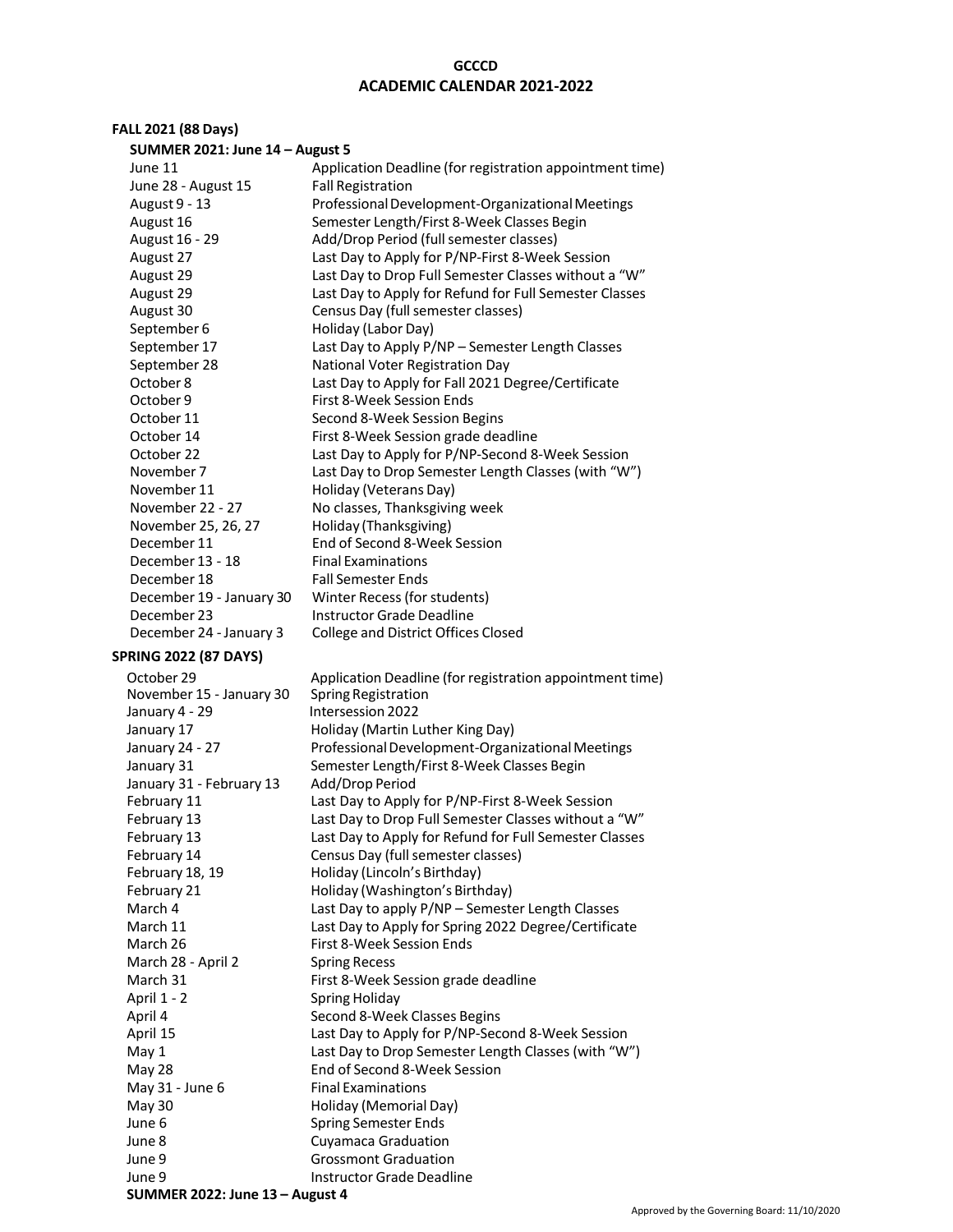## GCCCD
## ACADEMIC CALENDAR 2021-2022

### FALL 2021 (88 Days)

**SUMMER 2021: June 14 – August 5**

| | |
|---|---|
| June 11 | Application Deadline (for registration appointment time) |
| June 28 - August 15 | Fall Registration |
| August 9 - 13 | Professional Development-Organizational Meetings |
| August 16 | Semester Length/First 8-Week Classes Begin |
| August 16 - 29 | Add/Drop Period (full semester classes) |
| August 27 | Last Day to Apply for P/NP-First 8-Week Session |
| August 29 | Last Day to Drop Full Semester Classes without a "W" |
| August 29 | Last Day to Apply for Refund for Full Semester Classes |
| August 30 | Census Day (full semester classes) |
| September 6 | Holiday (Labor Day) |
| September 17 | Last Day to Apply P/NP – Semester Length Classes |
| September 28 | National Voter Registration Day |
| October 8 | Last Day to Apply for Fall 2021 Degree/Certificate |
| October 9 | First 8-Week Session Ends |
| October 11 | Second 8-Week Session Begins |
| October 14 | First 8-Week Session grade deadline |
| October 22 | Last Day to Apply for P/NP-Second 8-Week Session |
| November 7 | Last Day to Drop Semester Length Classes (with "W") |
| November 11 | Holiday (Veterans Day) |
| November 22 - 27 | No classes, Thanksgiving week |
| November 25, 26, 27 | Holiday (Thanksgiving) |
| December 11 | End of Second 8-Week Session |
| December 13 - 18 | Final Examinations |
| December 18 | Fall Semester Ends |
| December 19 - January 30 | Winter Recess (for students) |
| December 23 | Instructor Grade Deadline |
| December 24 - January 3 | College and District Offices Closed |

### SPRING 2022 (87 DAYS)

| | |
|---|---|
| October 29 | Application Deadline (for registration appointment time) |
| November 15 - January 30 | Spring Registration |
| January 4 - 29 | Intersession 2022 |
| January 17 | Holiday (Martin Luther King Day) |
| January 24 - 27 | Professional Development-Organizational Meetings |
| January 31 | Semester Length/First 8-Week Classes Begin |
| January 31 - February 13 | Add/Drop Period |
| February 11 | Last Day to Apply for P/NP-First 8-Week Session |
| February 13 | Last Day to Drop Full Semester Classes without a "W" |
| February 13 | Last Day to Apply for Refund for Full Semester Classes |
| February 14 | Census Day (full semester classes) |
| February 18, 19 | Holiday (Lincoln's Birthday) |
| February 21 | Holiday (Washington's Birthday) |
| March 4 | Last Day to apply P/NP – Semester Length Classes |
| March 11 | Last Day to Apply for Spring 2022 Degree/Certificate |
| March 26 | First 8-Week Session Ends |
| March 28 - April 2 | Spring Recess |
| March 31 | First 8-Week Session grade deadline |
| April 1 - 2 | Spring Holiday |
| April 4 | Second 8-Week Classes Begins |
| April 15 | Last Day to Apply for P/NP-Second 8-Week Session |
| May 1 | Last Day to Drop Semester Length Classes (with "W") |
| May 28 | End of Second 8-Week Session |
| May 31 - June 6 | Final Examinations |
| May 30 | Holiday (Memorial Day) |
| June 6 | Spring Semester Ends |
| June 8 | Cuyamaca Graduation |
| June 9 | Grossmont Graduation |
| June 9 | Instructor Grade Deadline |

**SUMMER 2022: June 13 – August 4**

Approved by the Governing Board: 11/10/2020